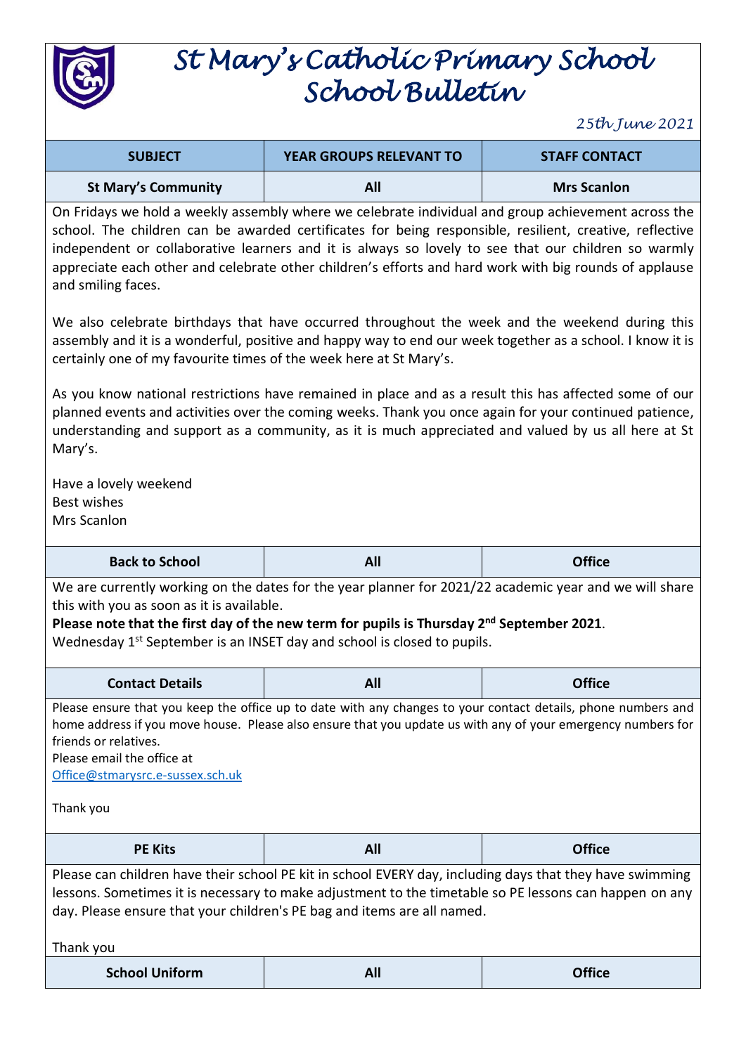# St Mary's Catholic Primary School
# School Bulletin

*25th June 2021*

| SUBJECT | YEAR GROUPS RELEVANT TO | STAFF CONTACT |
|---|---|---|
| **St Mary's Community** | **All** | **Mrs Scanlon** |

On Fridays we hold a weekly assembly where we celebrate individual and group achievement across the school. The children can be awarded certificates for being responsible, resilient, creative, reflective independent or collaborative learners and it is always so lovely to see that our children so warmly appreciate each other and celebrate other children's efforts and hard work with big rounds of applause and smiling faces.

We also celebrate birthdays that have occurred throughout the week and the weekend during this assembly and it is a wonderful, positive and happy way to end our week together as a school. I know it is certainly one of my favourite times of the week here at St Mary's.

As you know national restrictions have remained in place and as a result this has affected some of our planned events and activities over the coming weeks. Thank you once again for your continued patience, understanding and support as a community, as it is much appreciated and valued by us all here at St Mary's.

Have a lovely weekend
Best wishes
Mrs Scanlon

| | | |
|---|---|---|
| **Back to School** | **All** | **Office** |

We are currently working on the dates for the year planner for 2021/22 academic year and we will share this with you as soon as it is available.
**Please note that the first day of the new term for pupils is Thursday 2nd September 2021**.
Wednesday 1st September is an INSET day and school is closed to pupils.

| | | |
|---|---|---|
| **Contact Details** | **All** | **Office** |

Please ensure that you keep the office up to date with any changes to your contact details, phone numbers and home address if you move house. Please also ensure that you update us with any of your emergency numbers for friends or relatives.
Please email the office at
Office@stmarysrc.e-sussex.sch.uk

Thank you

| | | |
|---|---|---|
| **PE Kits** | **All** | **Office** |

Please can children have their school PE kit in school EVERY day, including days that they have swimming lessons. Sometimes it is necessary to make adjustment to the timetable so PE lessons can happen on any day. Please ensure that your children's PE bag and items are all named.

Thank you

| | | |
|---|---|---|
| **School Uniform** | **All** | **Office** |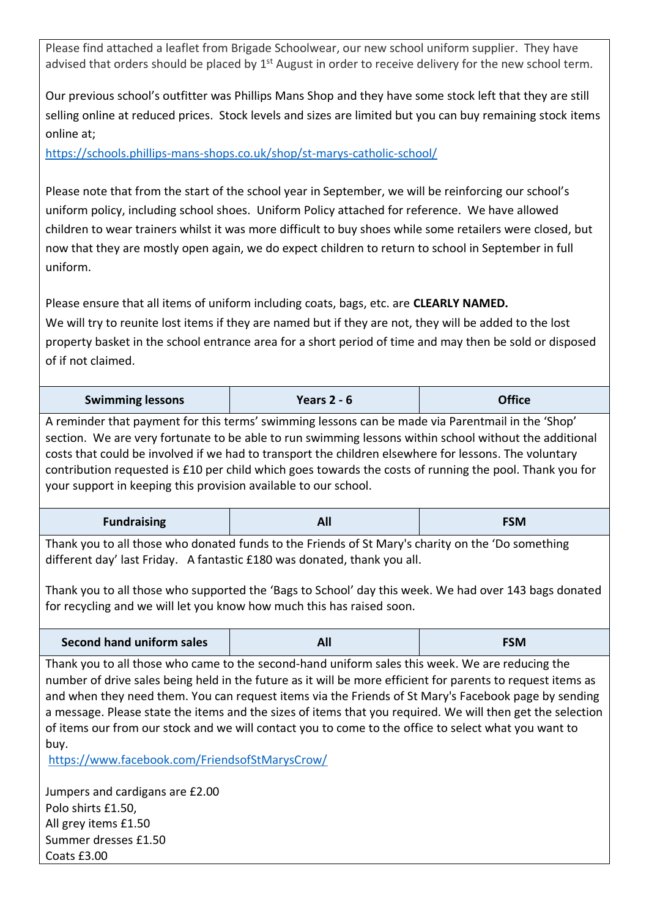Please find attached a leaflet from Brigade Schoolwear, our new school uniform supplier. They have advised that orders should be placed by 1st August in order to receive delivery for the new school term.

Our previous school's outfitter was Phillips Mans Shop and they have some stock left that they are still selling online at reduced prices. Stock levels and sizes are limited but you can buy remaining stock items online at;

https://schools.phillips-mans-shops.co.uk/shop/st-marys-catholic-school/

Please note that from the start of the school year in September, we will be reinforcing our school's uniform policy, including school shoes. Uniform Policy attached for reference. We have allowed children to wear trainers whilst it was more difficult to buy shoes while some retailers were closed, but now that they are mostly open again, we do expect children to return to school in September in full uniform.

Please ensure that all items of uniform including coats, bags, etc. are **CLEARLY NAMED.**
We will try to reunite lost items if they are named but if they are not, they will be added to the lost property basket in the school entrance area for a short period of time and may then be sold or disposed of if not claimed.

| **Swimming lessons** | **Years 2 - 6** | **Office** |
|---|---|---|

A reminder that payment for this terms' swimming lessons can be made via Parentmail in the 'Shop' section. We are very fortunate to be able to run swimming lessons within school without the additional costs that could be involved if we had to transport the children elsewhere for lessons. The voluntary contribution requested is £10 per child which goes towards the costs of running the pool. Thank you for your support in keeping this provision available to our school.

| **Fundraising** | **All** | **FSM** |
|---|---|---|

Thank you to all those who donated funds to the Friends of St Mary's charity on the 'Do something different day' last Friday. A fantastic £180 was donated, thank you all.

Thank you to all those who supported the 'Bags to School' day this week. We had over 143 bags donated for recycling and we will let you know how much this has raised soon.

| **Second hand uniform sales** | **All** | **FSM** |
|---|---|---|

Thank you to all those who came to the second-hand uniform sales this week. We are reducing the number of drive sales being held in the future as it will be more efficient for parents to request items as and when they need them. You can request items via the Friends of St Mary's Facebook page by sending a message. Please state the items and the sizes of items that you required. We will then get the selection of items our from our stock and we will contact you to come to the office to select what you want to buy.
https://www.facebook.com/FriendsofStMarysCrow/

Jumpers and cardigans are £2.00
Polo shirts £1.50,
All grey items £1.50
Summer dresses £1.50
Coats £3.00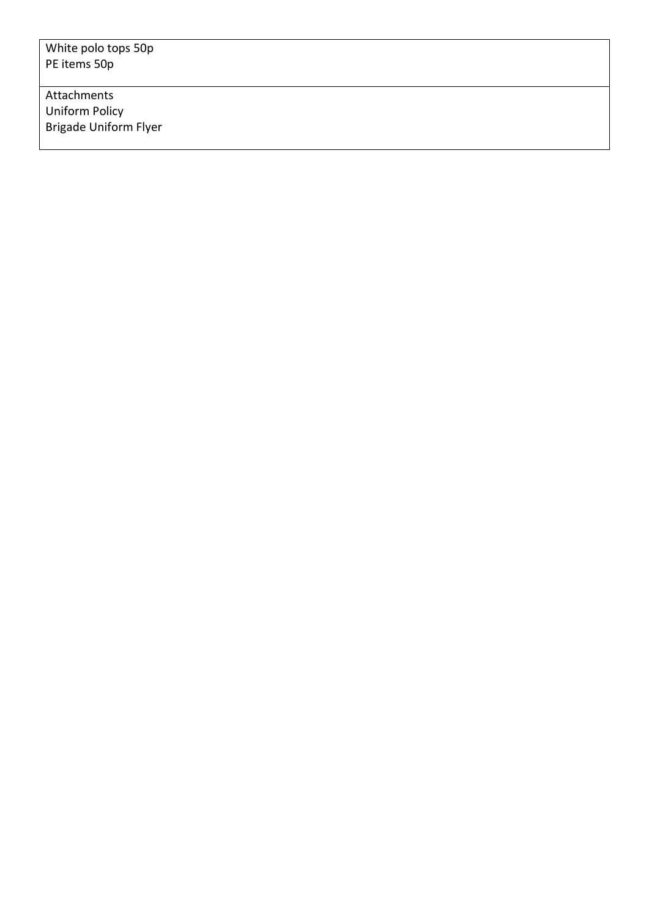White polo tops 50p
PE items 50p

Attachments
Uniform Policy
Brigade Uniform Flyer